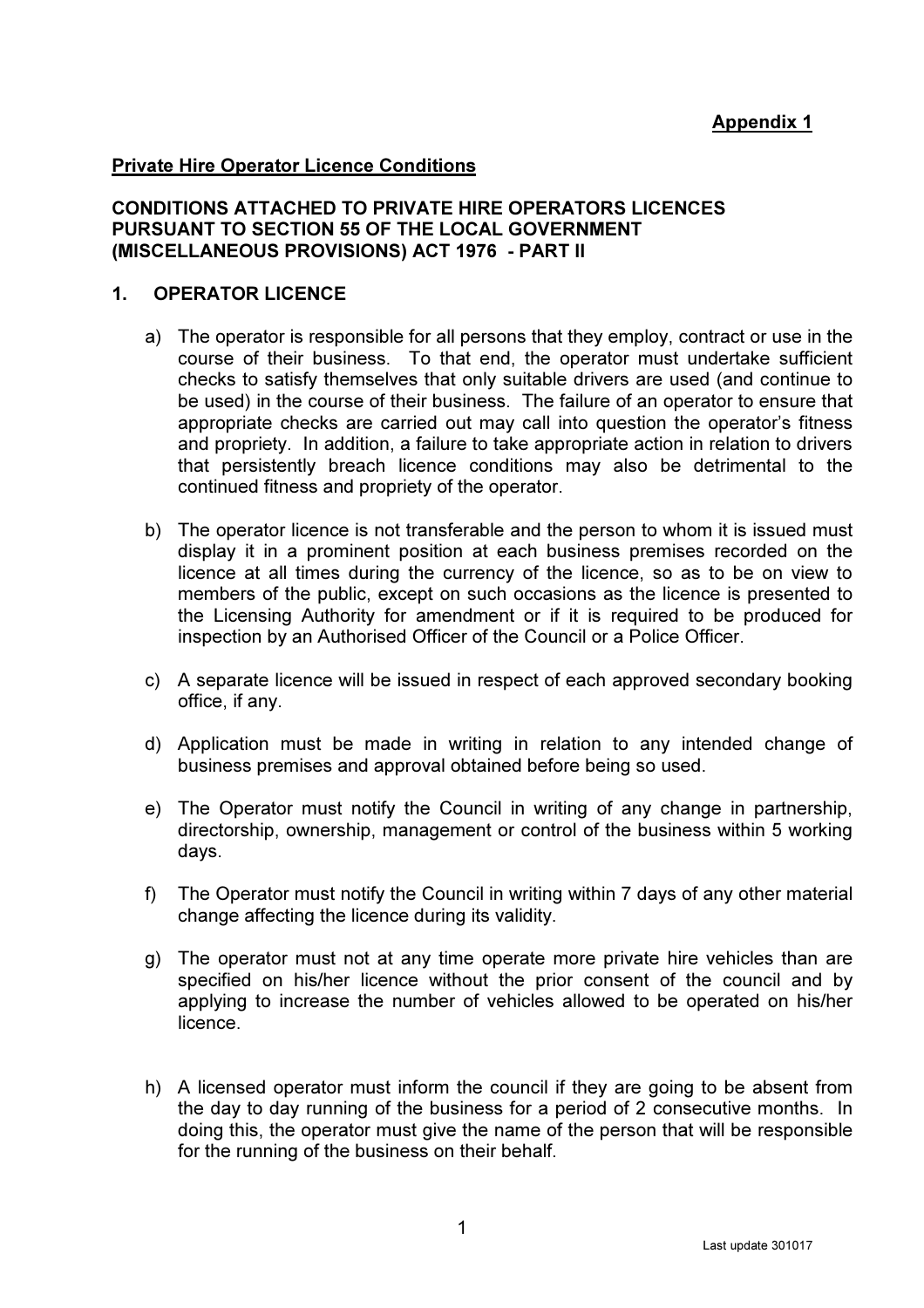**Appendix 1**

**Private Hire Operator Licence Conditions**

**CONDITIONS ATTACHED TO PRIVATE HIRE OPERATORS LICENCES PURSUANT TO SECTION 55 OF THE LOCAL GOVERNMENT (MISCELLANEOUS PROVISIONS) ACT 1976 - PART II**

## 1. OPERATOR LICENCE

a) The operator is responsible for all persons that they employ, contract or use in the course of their business. To that end, the operator must undertake sufficient checks to satisfy themselves that only suitable drivers are used (and continue to be used) in the course of their business. The failure of an operator to ensure that appropriate checks are carried out may call into question the operator's fitness and propriety. In addition, a failure to take appropriate action in relation to drivers that persistently breach licence conditions may also be detrimental to the continued fitness and propriety of the operator.

b) The operator licence is not transferable and the person to whom it is issued must display it in a prominent position at each business premises recorded on the licence at all times during the currency of the licence, so as to be on view to members of the public, except on such occasions as the licence is presented to the Licensing Authority for amendment or if it is required to be produced for inspection by an Authorised Officer of the Council or a Police Officer.

c) A separate licence will be issued in respect of each approved secondary booking office, if any.

d) Application must be made in writing in relation to any intended change of business premises and approval obtained before being so used.

e) The Operator must notify the Council in writing of any change in partnership, directorship, ownership, management or control of the business within 5 working days.

f) The Operator must notify the Council in writing within 7 days of any other material change affecting the licence during its validity.

g) The operator must not at any time operate more private hire vehicles than are specified on his/her licence without the prior consent of the council and by applying to increase the number of vehicles allowed to be operated on his/her licence.

h) A licensed operator must inform the council if they are going to be absent from the day to day running of the business for a period of 2 consecutive months. In doing this, the operator must give the name of the person that will be responsible for the running of the business on their behalf.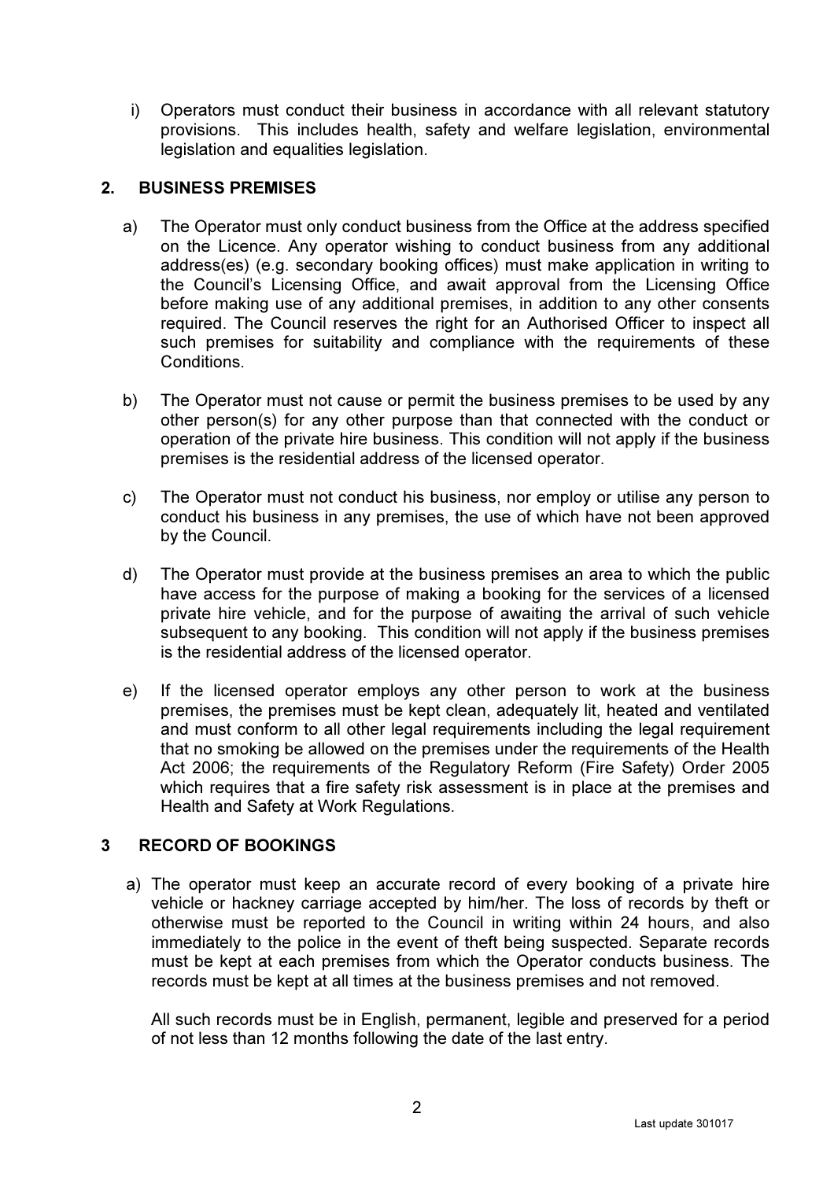i) Operators must conduct their business in accordance with all relevant statutory provisions. This includes health, safety and welfare legislation, environmental legislation and equalities legislation.

## 2. BUSINESS PREMISES

a) The Operator must only conduct business from the Office at the address specified on the Licence. Any operator wishing to conduct business from any additional address(es) (e.g. secondary booking offices) must make application in writing to the Council's Licensing Office, and await approval from the Licensing Office before making use of any additional premises, in addition to any other consents required. The Council reserves the right for an Authorised Officer to inspect all such premises for suitability and compliance with the requirements of these Conditions.

b) The Operator must not cause or permit the business premises to be used by any other person(s) for any other purpose than that connected with the conduct or operation of the private hire business. This condition will not apply if the business premises is the residential address of the licensed operator.

c) The Operator must not conduct his business, nor employ or utilise any person to conduct his business in any premises, the use of which have not been approved by the Council.

d) The Operator must provide at the business premises an area to which the public have access for the purpose of making a booking for the services of a licensed private hire vehicle, and for the purpose of awaiting the arrival of such vehicle subsequent to any booking. This condition will not apply if the business premises is the residential address of the licensed operator.

e) If the licensed operator employs any other person to work at the business premises, the premises must be kept clean, adequately lit, heated and ventilated and must conform to all other legal requirements including the legal requirement that no smoking be allowed on the premises under the requirements of the Health Act 2006; the requirements of the Regulatory Reform (Fire Safety) Order 2005 which requires that a fire safety risk assessment is in place at the premises and Health and Safety at Work Regulations.

## 3 RECORD OF BOOKINGS

a) The operator must keep an accurate record of every booking of a private hire vehicle or hackney carriage accepted by him/her. The loss of records by theft or otherwise must be reported to the Council in writing within 24 hours, and also immediately to the police in the event of theft being suspected. Separate records must be kept at each premises from which the Operator conducts business. The records must be kept at all times at the business premises and not removed.

   All such records must be in English, permanent, legible and preserved for a period of not less than 12 months following the date of the last entry.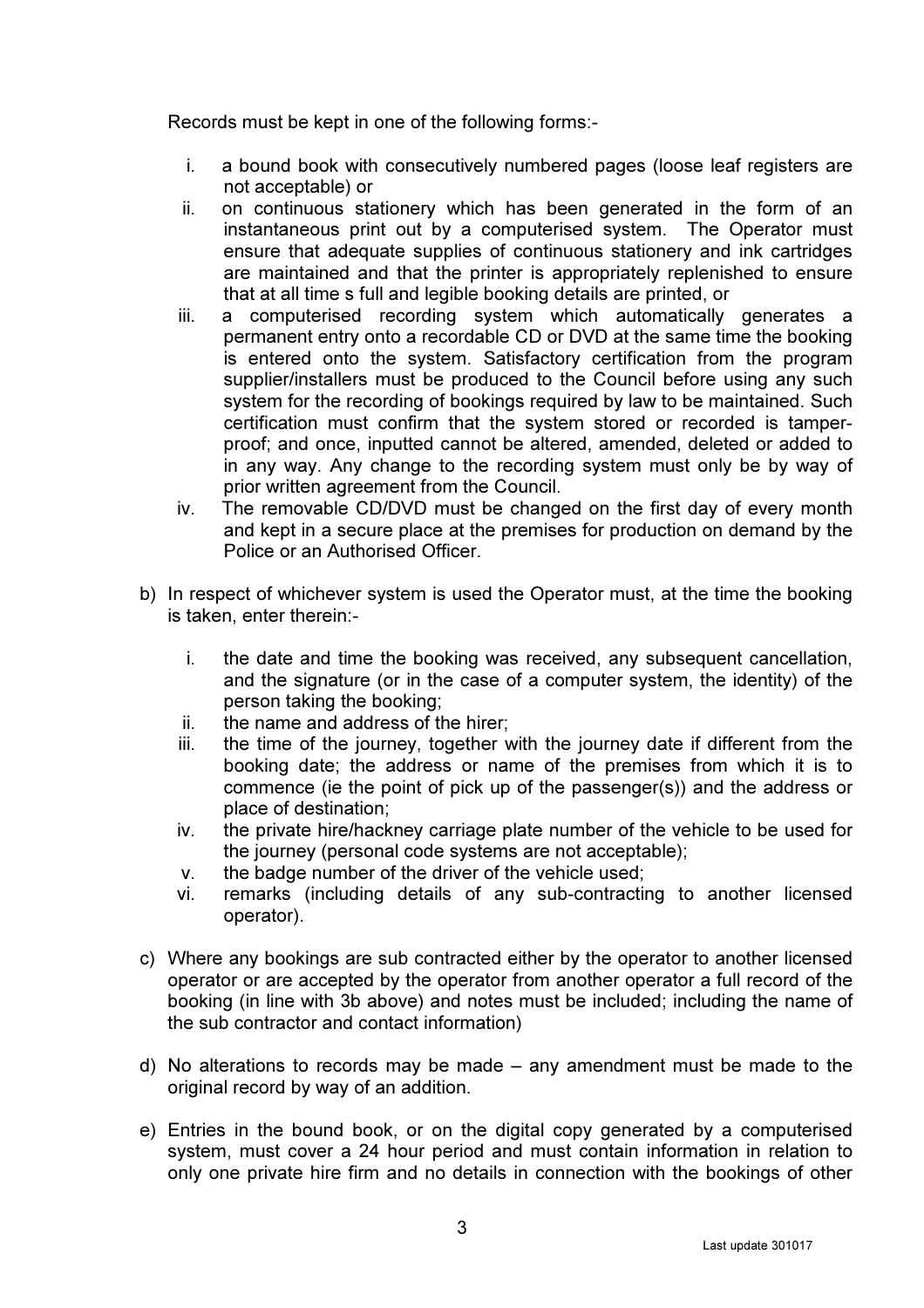Records must be kept in one of the following forms:-

i. a bound book with consecutively numbered pages (loose leaf registers are not acceptable) or
ii. on continuous stationery which has been generated in the form of an instantaneous print out by a computerised system. The Operator must ensure that adequate supplies of continuous stationery and ink cartridges are maintained and that the printer is appropriately replenished to ensure that at all time s full and legible booking details are printed, or
iii. a computerised recording system which automatically generates a permanent entry onto a recordable CD or DVD at the same time the booking is entered onto the system. Satisfactory certification from the program supplier/installers must be produced to the Council before using any such system for the recording of bookings required by law to be maintained. Such certification must confirm that the system stored or recorded is tamper-proof; and once, inputted cannot be altered, amended, deleted or added to in any way. Any change to the recording system must only be by way of prior written agreement from the Council.
iv. The removable CD/DVD must be changed on the first day of every month and kept in a secure place at the premises for production on demand by the Police or an Authorised Officer.

b) In respect of whichever system is used the Operator must, at the time the booking is taken, enter therein:-

i. the date and time the booking was received, any subsequent cancellation, and the signature (or in the case of a computer system, the identity) of the person taking the booking;
ii. the name and address of the hirer;
iii. the time of the journey, together with the journey date if different from the booking date; the address or name of the premises from which it is to commence (ie the point of pick up of the passenger(s)) and the address or place of destination;
iv. the private hire/hackney carriage plate number of the vehicle to be used for the journey (personal code systems are not acceptable);
v. the badge number of the driver of the vehicle used;
vi. remarks (including details of any sub-contracting to another licensed operator).

c) Where any bookings are sub contracted either by the operator to another licensed operator or are accepted by the operator from another operator a full record of the booking (in line with 3b above) and notes must be included; including the name of the sub contractor and contact information)

d) No alterations to records may be made – any amendment must be made to the original record by way of an addition.

e) Entries in the bound book, or on the digital copy generated by a computerised system, must cover a 24 hour period and must contain information in relation to only one private hire firm and no details in connection with the bookings of other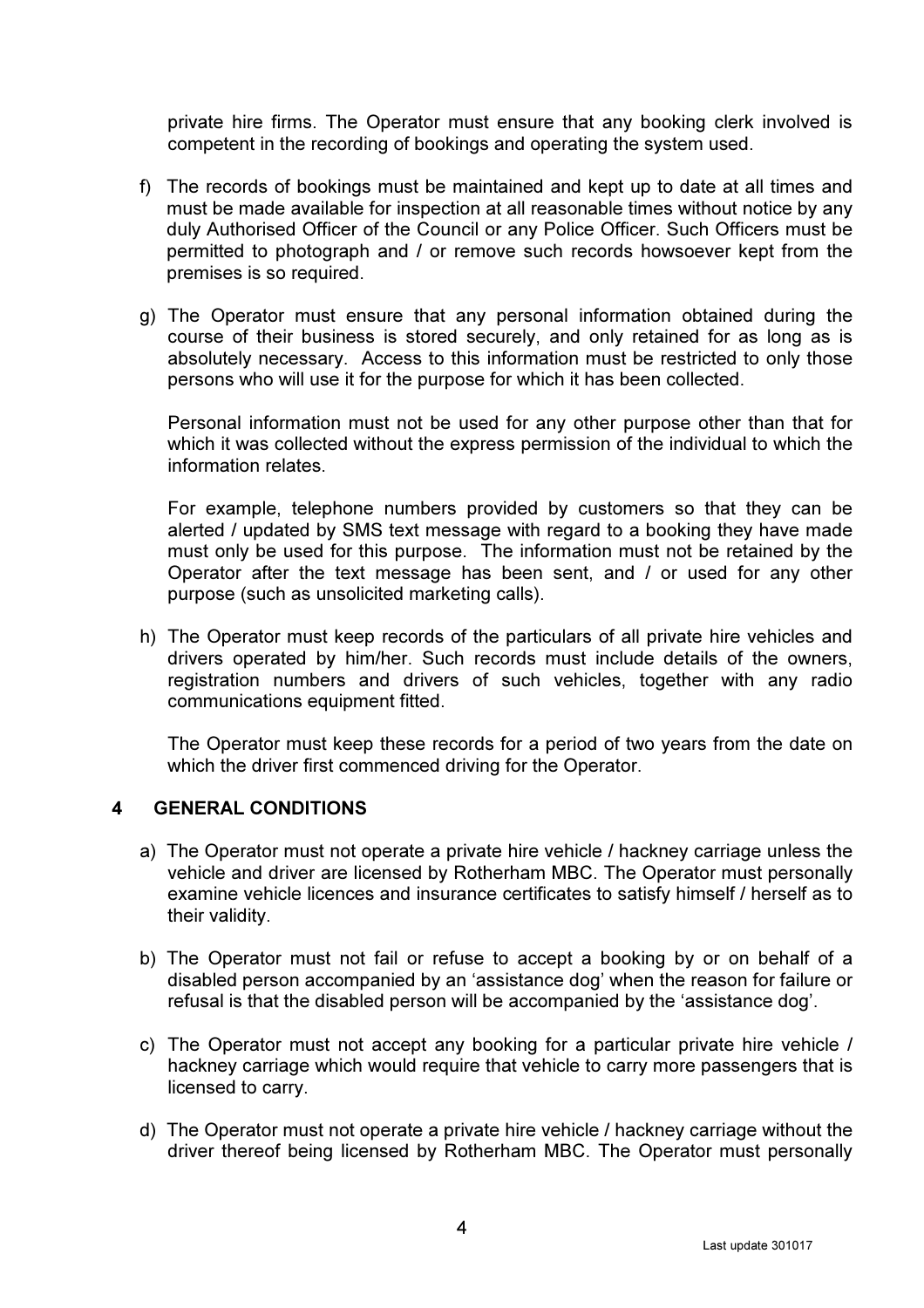private hire firms. The Operator must ensure that any booking clerk involved is competent in the recording of bookings and operating the system used.

f) The records of bookings must be maintained and kept up to date at all times and must be made available for inspection at all reasonable times without notice by any duly Authorised Officer of the Council or any Police Officer. Such Officers must be permitted to photograph and / or remove such records howsoever kept from the premises is so required.

g) The Operator must ensure that any personal information obtained during the course of their business is stored securely, and only retained for as long as is absolutely necessary. Access to this information must be restricted to only those persons who will use it for the purpose for which it has been collected.

   Personal information must not be used for any other purpose other than that for which it was collected without the express permission of the individual to which the information relates.

   For example, telephone numbers provided by customers so that they can be alerted / updated by SMS text message with regard to a booking they have made must only be used for this purpose. The information must not be retained by the Operator after the text message has been sent, and / or used for any other purpose (such as unsolicited marketing calls).

h) The Operator must keep records of the particulars of all private hire vehicles and drivers operated by him/her. Such records must include details of the owners, registration numbers and drivers of such vehicles, together with any radio communications equipment fitted.

   The Operator must keep these records for a period of two years from the date on which the driver first commenced driving for the Operator.

## 4 GENERAL CONDITIONS

a) The Operator must not operate a private hire vehicle / hackney carriage unless the vehicle and driver are licensed by Rotherham MBC. The Operator must personally examine vehicle licences and insurance certificates to satisfy himself / herself as to their validity.

b) The Operator must not fail or refuse to accept a booking by or on behalf of a disabled person accompanied by an 'assistance dog' when the reason for failure or refusal is that the disabled person will be accompanied by the 'assistance dog'.

c) The Operator must not accept any booking for a particular private hire vehicle / hackney carriage which would require that vehicle to carry more passengers that is licensed to carry.

d) The Operator must not operate a private hire vehicle / hackney carriage without the driver thereof being licensed by Rotherham MBC. The Operator must personally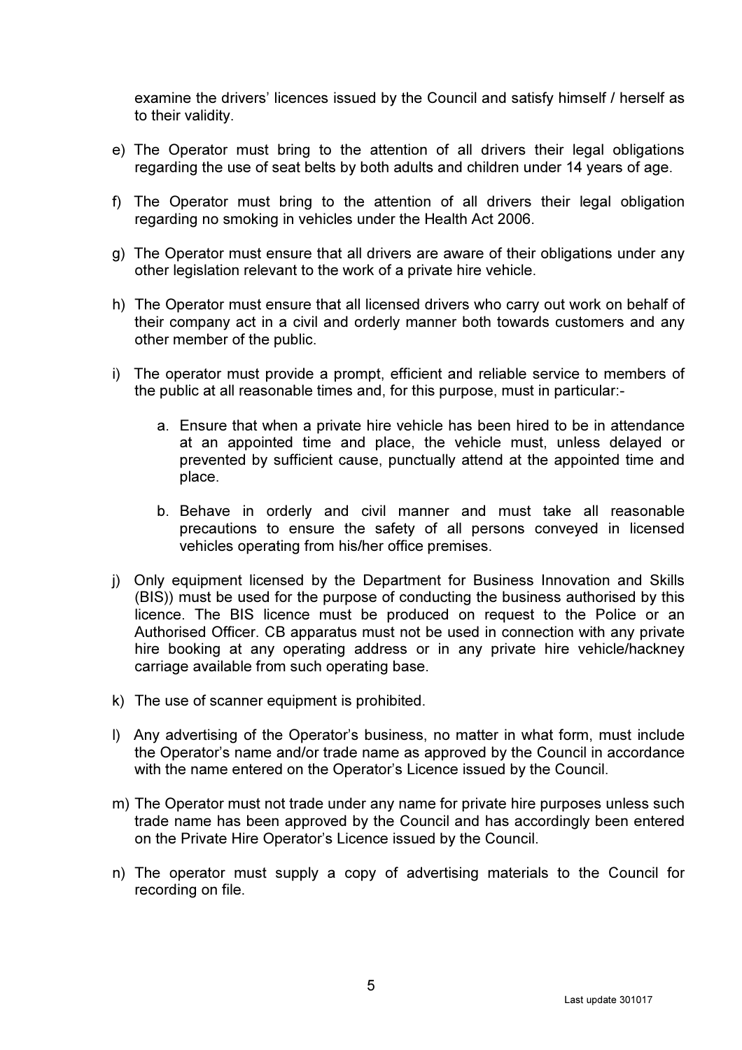examine the drivers' licences issued by the Council and satisfy himself / herself as to their validity.

e) The Operator must bring to the attention of all drivers their legal obligations regarding the use of seat belts by both adults and children under 14 years of age.

f) The Operator must bring to the attention of all drivers their legal obligation regarding no smoking in vehicles under the Health Act 2006.

g) The Operator must ensure that all drivers are aware of their obligations under any other legislation relevant to the work of a private hire vehicle.

h) The Operator must ensure that all licensed drivers who carry out work on behalf of their company act in a civil and orderly manner both towards customers and any other member of the public.

i) The operator must provide a prompt, efficient and reliable service to members of the public at all reasonable times and, for this purpose, must in particular:-

    a. Ensure that when a private hire vehicle has been hired to be in attendance at an appointed time and place, the vehicle must, unless delayed or prevented by sufficient cause, punctually attend at the appointed time and place.

    b. Behave in orderly and civil manner and must take all reasonable precautions to ensure the safety of all persons conveyed in licensed vehicles operating from his/her office premises.

j) Only equipment licensed by the Department for Business Innovation and Skills (BIS)) must be used for the purpose of conducting the business authorised by this licence. The BIS licence must be produced on request to the Police or an Authorised Officer. CB apparatus must not be used in connection with any private hire booking at any operating address or in any private hire vehicle/hackney carriage available from such operating base.

k) The use of scanner equipment is prohibited.

l) Any advertising of the Operator's business, no matter in what form, must include the Operator's name and/or trade name as approved by the Council in accordance with the name entered on the Operator's Licence issued by the Council.

m) The Operator must not trade under any name for private hire purposes unless such trade name has been approved by the Council and has accordingly been entered on the Private Hire Operator's Licence issued by the Council.

n) The operator must supply a copy of advertising materials to the Council for recording on file.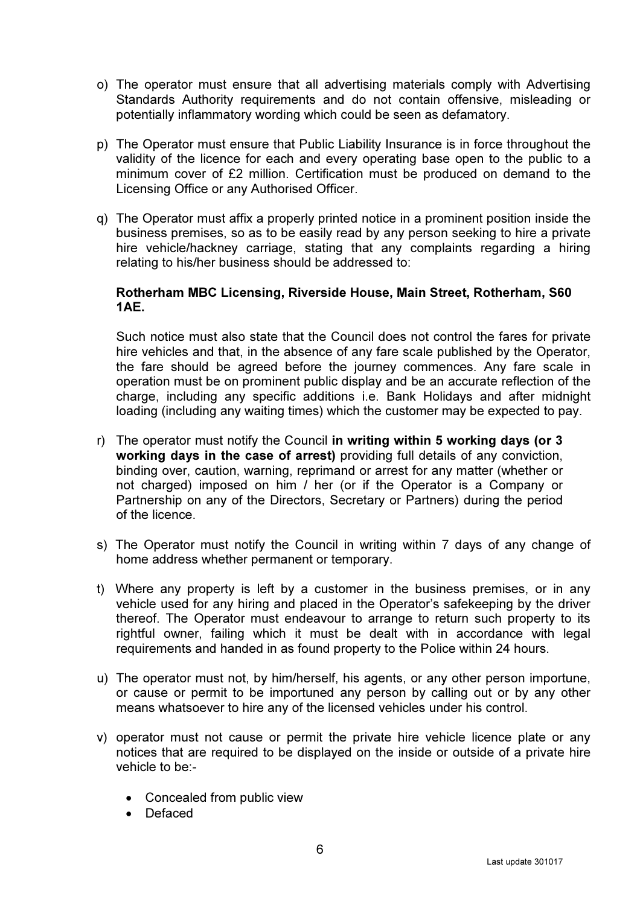o) The operator must ensure that all advertising materials comply with Advertising Standards Authority requirements and do not contain offensive, misleading or potentially inflammatory wording which could be seen as defamatory.

p) The Operator must ensure that Public Liability Insurance is in force throughout the validity of the licence for each and every operating base open to the public to a minimum cover of £2 million. Certification must be produced on demand to the Licensing Office or any Authorised Officer.

q) The Operator must affix a properly printed notice in a prominent position inside the business premises, so as to be easily read by any person seeking to hire a private hire vehicle/hackney carriage, stating that any complaints regarding a hiring relating to his/her business should be addressed to:

   **Rotherham MBC Licensing, Riverside House, Main Street, Rotherham, S60 1AE.**

   Such notice must also state that the Council does not control the fares for private hire vehicles and that, in the absence of any fare scale published by the Operator, the fare should be agreed before the journey commences. Any fare scale in operation must be on prominent public display and be an accurate reflection of the charge, including any specific additions i.e. Bank Holidays and after midnight loading (including any waiting times) which the customer may be expected to pay.

r) The operator must notify the Council **in writing within 5 working days (or 3 working days in the case of arrest)** providing full details of any conviction, binding over, caution, warning, reprimand or arrest for any matter (whether or not charged) imposed on him / her (or if the Operator is a Company or Partnership on any of the Directors, Secretary or Partners) during the period of the licence.

s) The Operator must notify the Council in writing within 7 days of any change of home address whether permanent or temporary.

t) Where any property is left by a customer in the business premises, or in any vehicle used for any hiring and placed in the Operator's safekeeping by the driver thereof. The Operator must endeavour to arrange to return such property to its rightful owner, failing which it must be dealt with in accordance with legal requirements and handed in as found property to the Police within 24 hours.

u) The operator must not, by him/herself, his agents, or any other person importune, or cause or permit to be importuned any person by calling out or by any other means whatsoever to hire any of the licensed vehicles under his control.

v) operator must not cause or permit the private hire vehicle licence plate or any notices that are required to be displayed on the inside or outside of a private hire vehicle to be:-

   - Concealed from public view
   - Defaced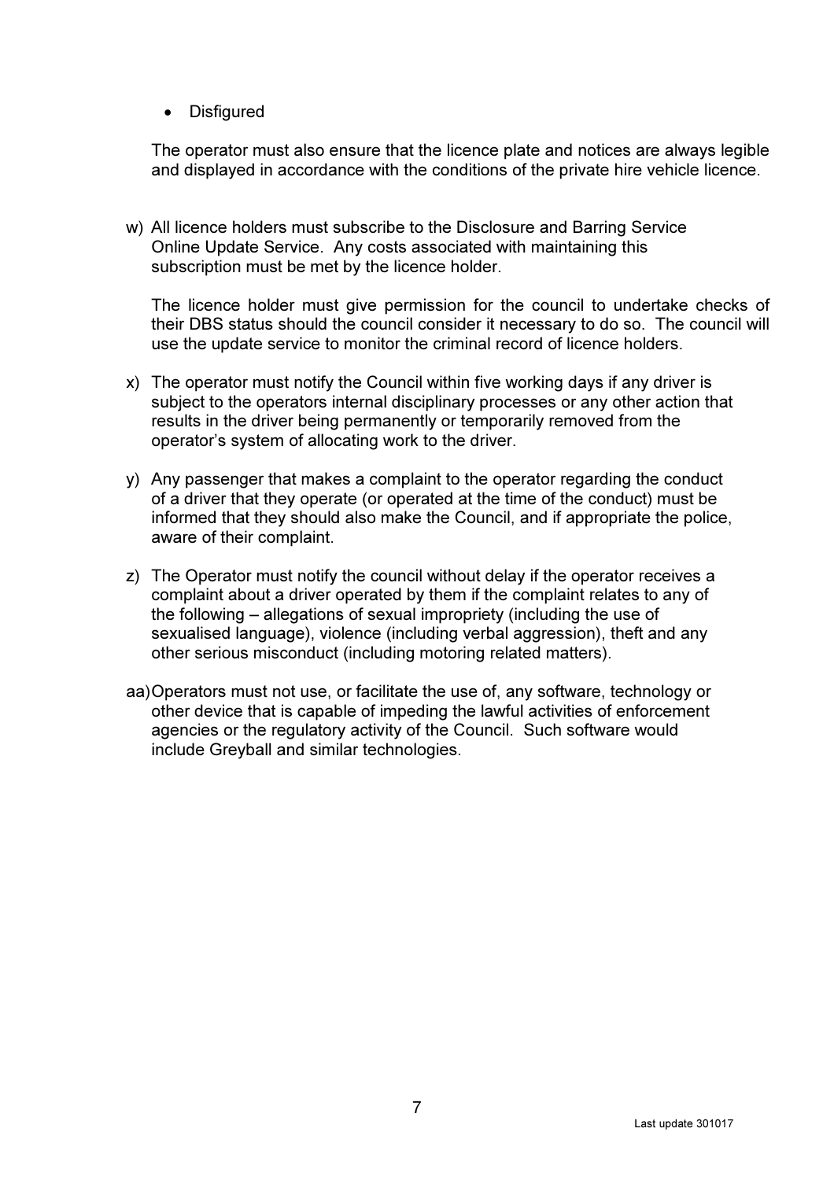- Disfigured

The operator must also ensure that the licence plate and notices are always legible and displayed in accordance with the conditions of the private hire vehicle licence.

w) All licence holders must subscribe to the Disclosure and Barring Service Online Update Service. Any costs associated with maintaining this subscription must be met by the licence holder.

   The licence holder must give permission for the council to undertake checks of their DBS status should the council consider it necessary to do so. The council will use the update service to monitor the criminal record of licence holders.

x) The operator must notify the Council within five working days if any driver is subject to the operators internal disciplinary processes or any other action that results in the driver being permanently or temporarily removed from the operator's system of allocating work to the driver.

y) Any passenger that makes a complaint to the operator regarding the conduct of a driver that they operate (or operated at the time of the conduct) must be informed that they should also make the Council, and if appropriate the police, aware of their complaint.

z) The Operator must notify the council without delay if the operator receives a complaint about a driver operated by them if the complaint relates to any of the following – allegations of sexual impropriety (including the use of sexualised language), violence (including verbal aggression), theft and any other serious misconduct (including motoring related matters).

aa) Operators must not use, or facilitate the use of, any software, technology or other device that is capable of impeding the lawful activities of enforcement agencies or the regulatory activity of the Council. Such software would include Greyball and similar technologies.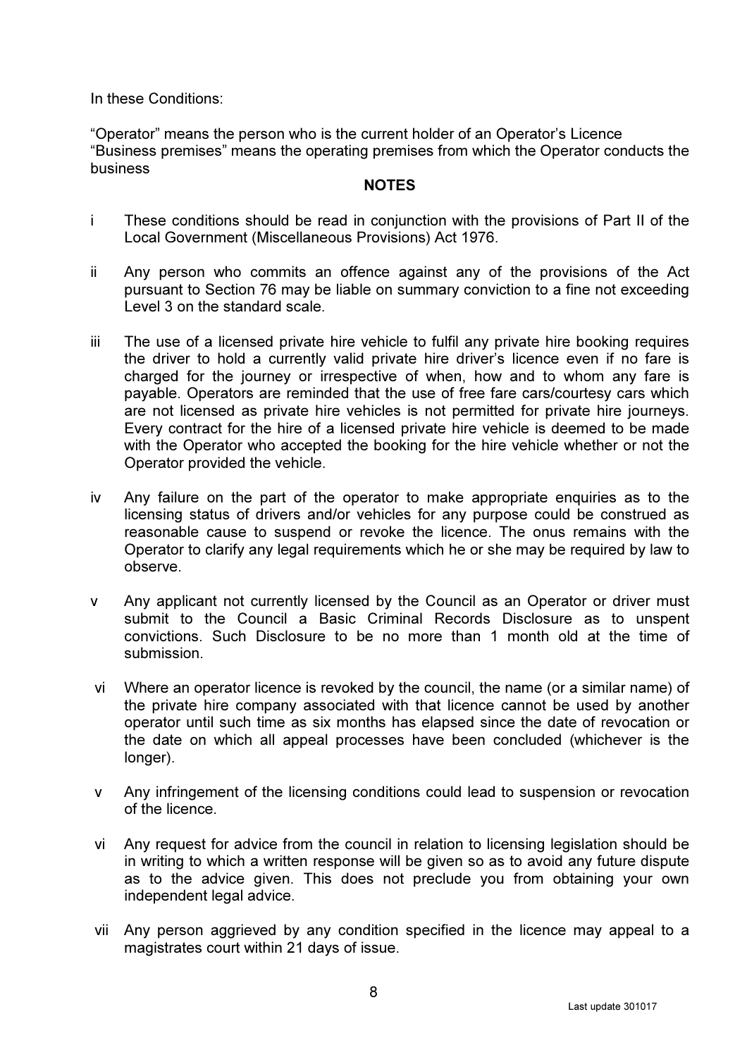In these Conditions:

"Operator" means the person who is the current holder of an Operator's Licence
"Business premises" means the operating premises from which the Operator conducts the business

**NOTES**

i These conditions should be read in conjunction with the provisions of Part II of the Local Government (Miscellaneous Provisions) Act 1976.

ii Any person who commits an offence against any of the provisions of the Act pursuant to Section 76 may be liable on summary conviction to a fine not exceeding Level 3 on the standard scale.

iii The use of a licensed private hire vehicle to fulfil any private hire booking requires the driver to hold a currently valid private hire driver's licence even if no fare is charged for the journey or irrespective of when, how and to whom any fare is payable. Operators are reminded that the use of free fare cars/courtesy cars which are not licensed as private hire vehicles is not permitted for private hire journeys. Every contract for the hire of a licensed private hire vehicle is deemed to be made with the Operator who accepted the booking for the hire vehicle whether or not the Operator provided the vehicle.

iv Any failure on the part of the operator to make appropriate enquiries as to the licensing status of drivers and/or vehicles for any purpose could be construed as reasonable cause to suspend or revoke the licence. The onus remains with the Operator to clarify any legal requirements which he or she may be required by law to observe.

v Any applicant not currently licensed by the Council as an Operator or driver must submit to the Council a Basic Criminal Records Disclosure as to unspent convictions. Such Disclosure to be no more than 1 month old at the time of submission.

vi Where an operator licence is revoked by the council, the name (or a similar name) of the private hire company associated with that licence cannot be used by another operator until such time as six months has elapsed since the date of revocation or the date on which all appeal processes have been concluded (whichever is the longer).

v Any infringement of the licensing conditions could lead to suspension or revocation of the licence.

vi Any request for advice from the council in relation to licensing legislation should be in writing to which a written response will be given so as to avoid any future dispute as to the advice given. This does not preclude you from obtaining your own independent legal advice.

vii Any person aggrieved by any condition specified in the licence may appeal to a magistrates court within 21 days of issue.

Last update 301017